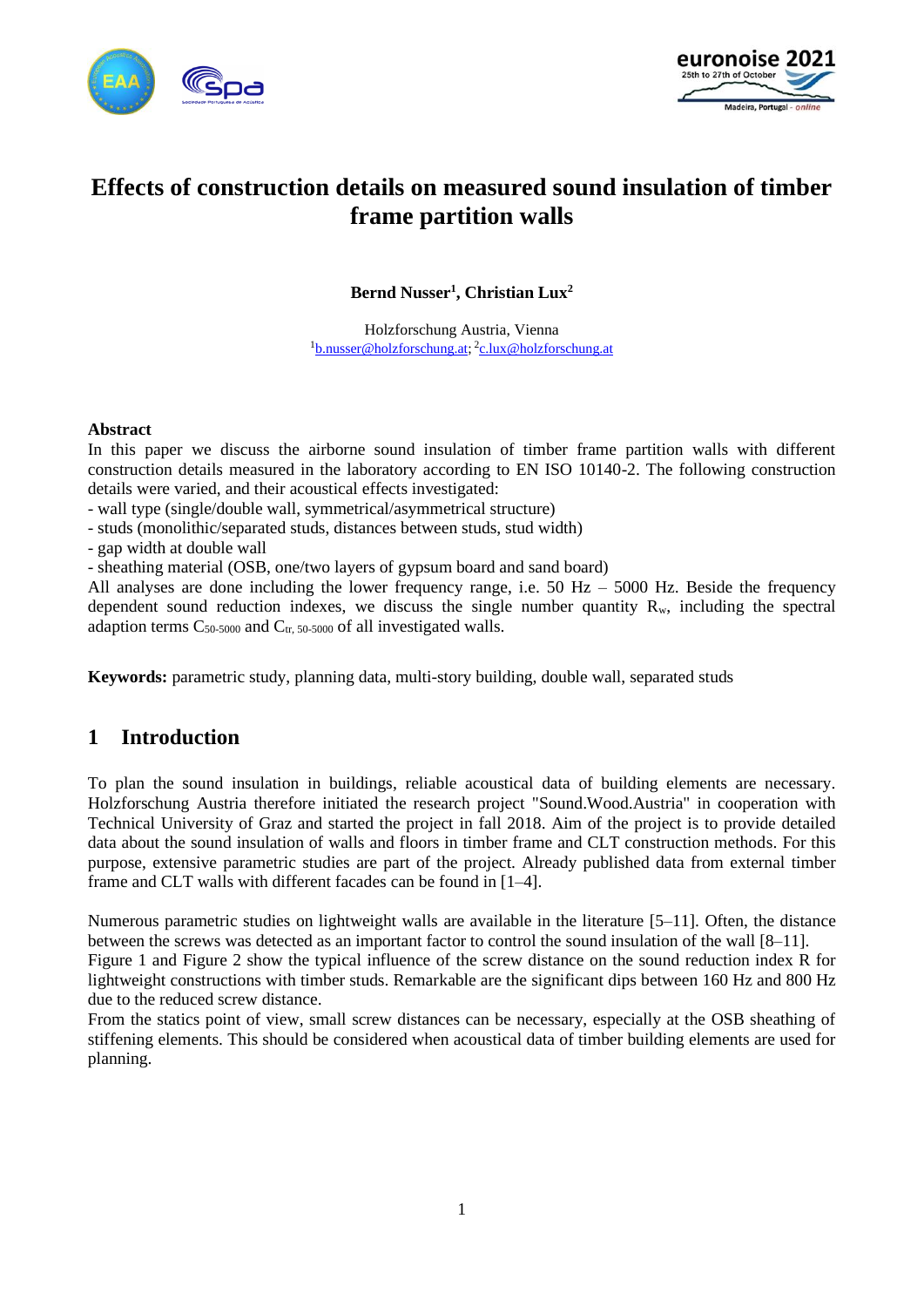# Effects of construction details on measured sound insulation of timber frame partition walls

**Bernd Nusser[1], Christian Lux[2]**

Holzforschung Austria, Vienna
[1]b.nusser@holzforschung.at; [2]c.lux@holzforschung.at

## Abstract

In this paper we discuss the airborne sound insulation of timber frame partition walls with different construction details measured in the laboratory according to EN ISO 10140-2. The following construction details were varied, and their acoustical effects investigated:

- wall type (single/double wall, symmetrical/asymmetrical structure)
- studs (monolithic/separated studs, distances between studs, stud width)
- gap width at double wall
- sheathing material (OSB, one/two layers of gypsum board and sand board)

All analyses are done including the lower frequency range, i.e. 50 Hz – 5000 Hz. Beside the frequency dependent sound reduction indexes, we discuss the single number quantity $R_w$, including the spectral adaption terms $C_{50\text{-}5000}$ and $C_{tr,\,50\text{-}5000}$ of all investigated walls.

**Keywords:** parametric study, planning data, multi-story building, double wall, separated studs

## 1 Introduction

To plan the sound insulation in buildings, reliable acoustical data of building elements are necessary. Holzforschung Austria therefore initiated the research project "Sound.Wood.Austria" in cooperation with Technical University of Graz and started the project in fall 2018. Aim of the project is to provide detailed data about the sound insulation of walls and floors in timber frame and CLT construction methods. For this purpose, extensive parametric studies are part of the project. Already published data from external timber frame and CLT walls with different facades can be found in [1–4].

Numerous parametric studies on lightweight walls are available in the literature [5–11]. Often, the distance between the screws was detected as an important factor to control the sound insulation of the wall [8–11]. Figure 1 and Figure 2 show the typical influence of the screw distance on the sound reduction index R for lightweight constructions with timber studs. Remarkable are the significant dips between 160 Hz and 800 Hz due to the reduced screw distance.

From the statics point of view, small screw distances can be necessary, especially at the OSB sheathing of stiffening elements. This should be considered when acoustical data of timber building elements are used for planning.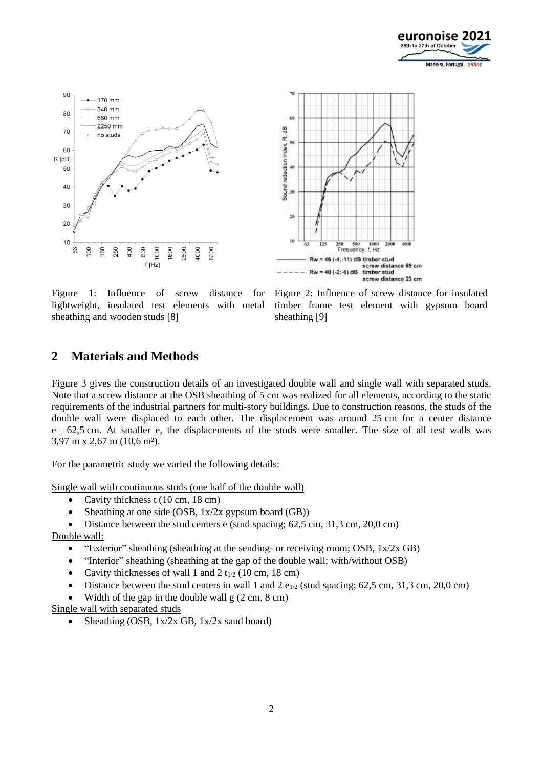Figure 1: Influence of screw distance for lightweight, insulated test elements with metal sheathing and wooden studs [8]

Figure 2: Influence of screw distance for insulated timber frame test element with gypsum board sheathing [9]

## 2 Materials and Methods

Figure 3 gives the construction details of an investigated double wall and single wall with separated studs. Note that a screw distance at the OSB sheathing of 5 cm was realized for all elements, according to the static requirements of the industrial partners for multi-story buildings. Due to construction reasons, the studs of the double wall were displaced to each other. The displacement was around 25 cm for a center distance e = 62,5 cm. At smaller e, the displacements of the studs were smaller. The size of all test walls was 3,97 m x 2,67 m (10,6 m²).

For the parametric study we varied the following details:

Single wall with continuous studs (one half of the double wall)

- Cavity thickness t (10 cm, 18 cm)
- Sheathing at one side (OSB, 1x/2x gypsum board (GB))
- Distance between the stud centers e (stud spacing; 62,5 cm, 31,3 cm, 20,0 cm)

Double wall:

- "Exterior" sheathing (sheathing at the sending- or receiving room; OSB, 1x/2x GB)
- "Interior" sheathing (sheathing at the gap of the double wall; with/without OSB)
- Cavity thicknesses of wall 1 and 2 $t_{1/2}$ (10 cm, 18 cm)
- Distance between the stud centers in wall 1 and 2 $e_{1/2}$ (stud spacing; 62,5 cm, 31,3 cm, 20,0 cm)
- Width of the gap in the double wall g (2 cm, 8 cm)

Single wall with separated studs

- Sheathing (OSB, 1x/2x GB, 1x/2x sand board)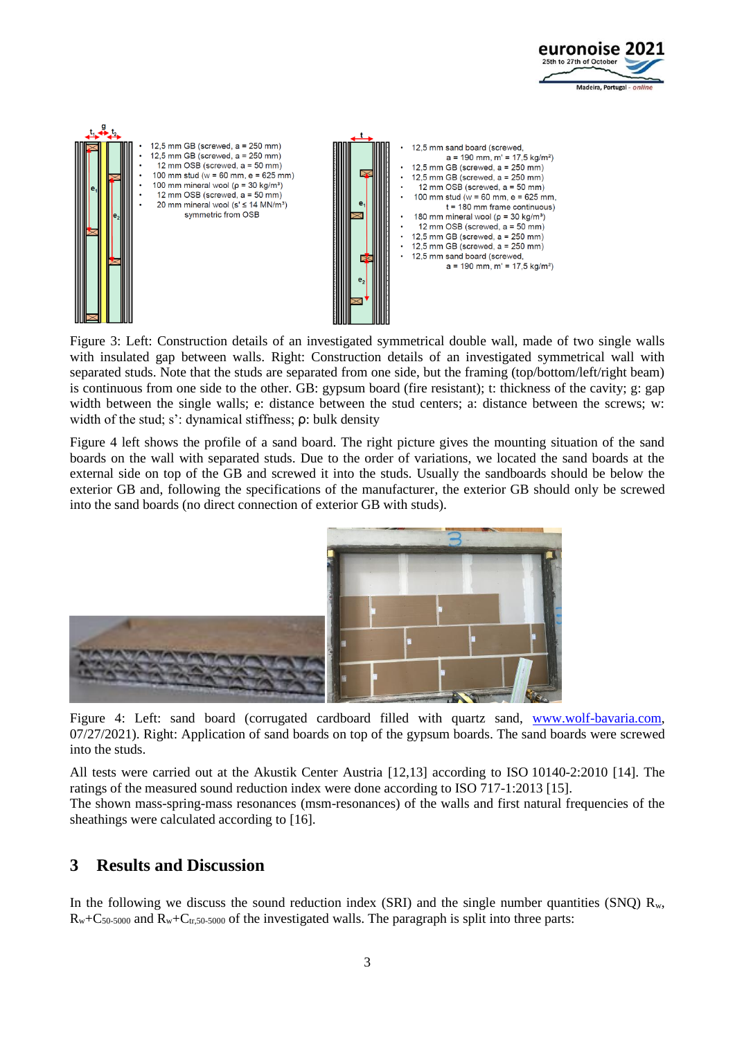- 12,5 mm GB (screwed, a = 250 mm)
- 12,5 mm GB (screwed, a = 250 mm)
- 12 mm OSB (screwed, a = 50 mm)
- 100 mm stud (w = 60 mm, e = 625 mm)
- 100 mm mineral wool (ρ = 30 kg/m³)
- 12 mm OSB (screwed, a = 50 mm)
- 20 mm mineral wool (s' ≤ 14 MN/m³)

symmetric from OSB

- 12,5 mm sand board (screwed, a = 190 mm, m' = 17,5 kg/m²)
- 12,5 mm GB (screwed, a = 250 mm)
- 12,5 mm GB (screwed, a = 250 mm)
- 12 mm OSB (screwed, a = 50 mm)
- 100 mm stud (w = 60 mm, e = 625 mm, t = 180 mm frame continuous)
- 180 mm mineral wool (ρ = 30 kg/m³)
- 12 mm OSB (screwed, a = 50 mm)
- 12,5 mm GB (screwed, a = 250 mm)
- 12,5 mm GB (screwed, a = 250 mm)
- 12,5 mm sand board (screwed, a = 190 mm, m' = 17,5 kg/m²)

Figure 3: Left: Construction details of an investigated symmetrical double wall, made of two single walls with insulated gap between walls. Right: Construction details of an investigated symmetrical wall with separated studs. Note that the studs are separated from one side, but the framing (top/bottom/left/right beam) is continuous from one side to the other. GB: gypsum board (fire resistant); t: thickness of the cavity; g: gap width between the single walls; e: distance between the stud centers; a: distance between the screws; w: width of the stud; s': dynamical stiffness; ρ: bulk density

Figure 4 left shows the profile of a sand board. The right picture gives the mounting situation of the sand boards on the wall with separated studs. Due to the order of variations, we located the sand boards at the external side on top of the GB and screwed it into the studs. Usually the sandboards should be below the exterior GB and, following the specifications of the manufacturer, the exterior GB should only be screwed into the sand boards (no direct connection of exterior GB with studs).

Figure 4: Left: sand board (corrugated cardboard filled with quartz sand, www.wolf-bavaria.com, 07/27/2021). Right: Application of sand boards on top of the gypsum boards. The sand boards were screwed into the studs.

All tests were carried out at the Akustik Center Austria [12,13] according to ISO 10140-2:2010 [14]. The ratings of the measured sound reduction index were done according to ISO 717-1:2013 [15].
The shown mass-spring-mass resonances (msm-resonances) of the walls and first natural frequencies of the sheathings were calculated according to [16].

## 3 Results and Discussion

In the following we discuss the sound reduction index (SRI) and the single number quantities (SNQ) $R_w$, $R_w+C_{50\text{-}5000}$ and $R_w+C_{tr,50\text{-}5000}$ of the investigated walls. The paragraph is split into three parts: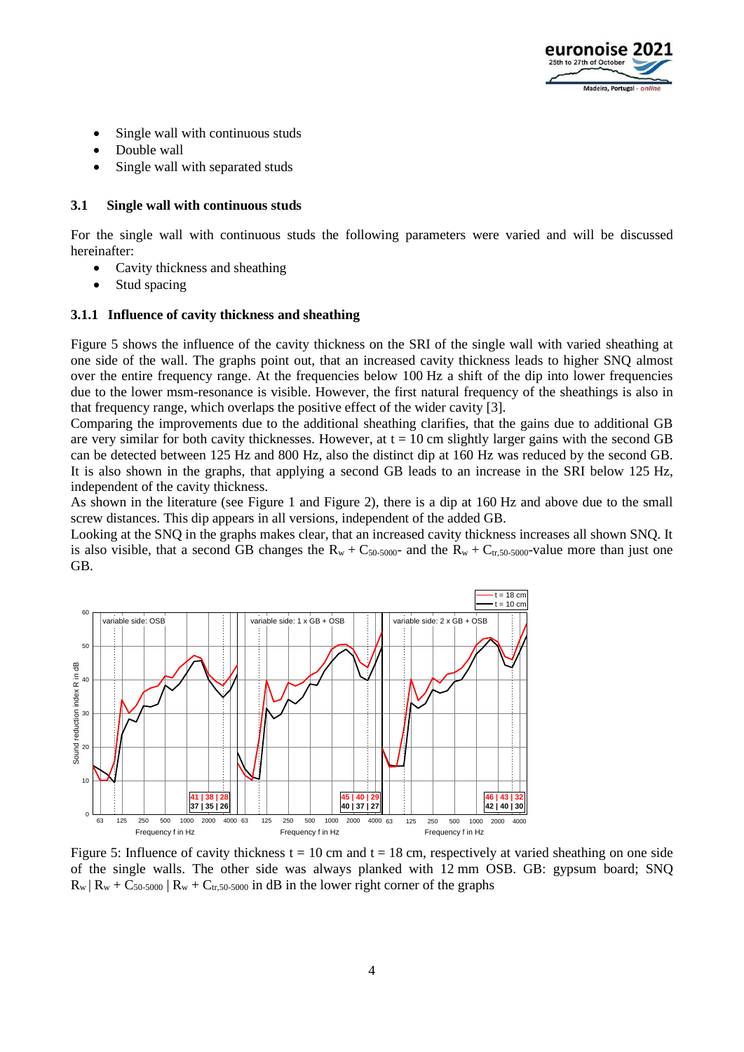- Single wall with continuous studs
- Double wall
- Single wall with separated studs

## 3.1 Single wall with continuous studs

For the single wall with continuous studs the following parameters were varied and will be discussed hereinafter:

- Cavity thickness and sheathing
- Stud spacing

### 3.1.1 Influence of cavity thickness and sheathing

Figure 5 shows the influence of the cavity thickness on the SRI of the single wall with varied sheathing at one side of the wall. The graphs point out, that an increased cavity thickness leads to higher SNQ almost over the entire frequency range. At the frequencies below 100 Hz a shift of the dip into lower frequencies due to the lower msm-resonance is visible. However, the first natural frequency of the sheathings is also in that frequency range, which overlaps the positive effect of the wider cavity [3].

Comparing the improvements due to the additional sheathing clarifies, that the gains due to additional GB are very similar for both cavity thicknesses. However, at t = 10 cm slightly larger gains with the second GB can be detected between 125 Hz and 800 Hz, also the distinct dip at 160 Hz was reduced by the second GB. It is also shown in the graphs, that applying a second GB leads to an increase in the SRI below 125 Hz, independent of the cavity thickness.

As shown in the literature (see Figure 1 and Figure 2), there is a dip at 160 Hz and above due to the small screw distances. This dip appears in all versions, independent of the added GB.

Looking at the SNQ in the graphs makes clear, that an increased cavity thickness increases all shown SNQ. It is also visible, that a second GB changes the $R_w + C_{50\text{-}5000}$- and the $R_w + C_{tr,50\text{-}5000}$-value more than just one GB.

Figure 5: Influence of cavity thickness t = 10 cm and t = 18 cm, respectively at varied sheathing on one side of the single walls. The other side was always planked with 12 mm OSB. GB: gypsum board; SNQ $R_w$ | $R_w + C_{50\text{-}5000}$ | $R_w + C_{tr,50\text{-}5000}$ in dB in the lower right corner of the graphs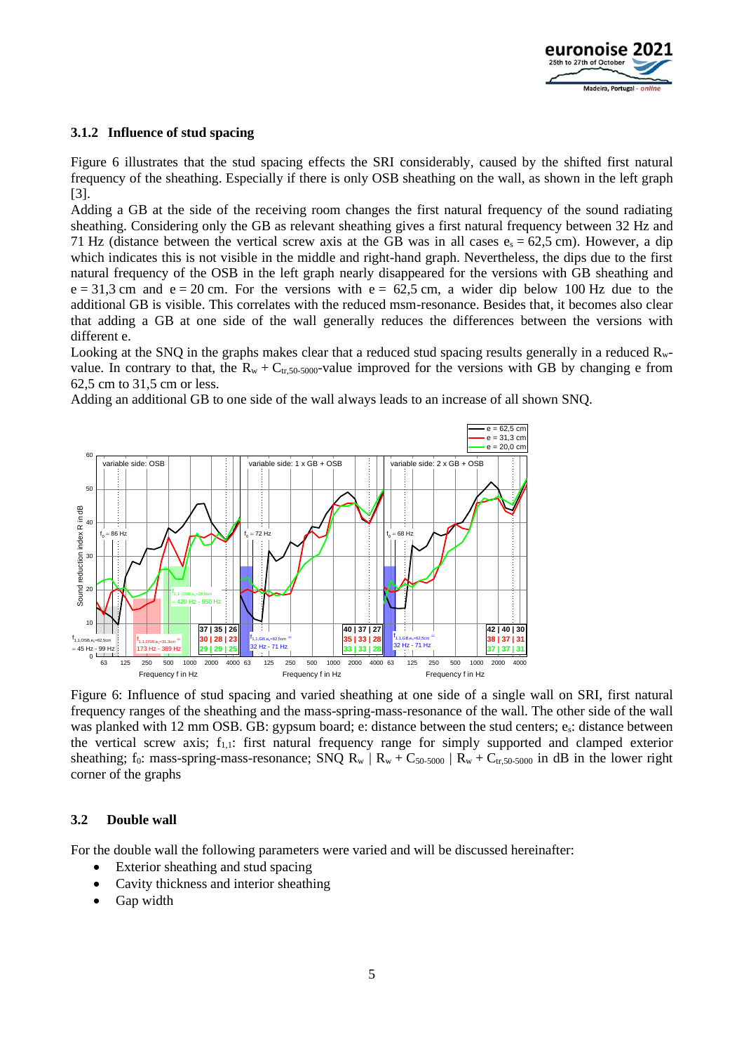### 3.1.2 Influence of stud spacing

Figure 6 illustrates that the stud spacing effects the SRI considerably, caused by the shifted first natural frequency of the sheathing. Especially if there is only OSB sheathing on the wall, as shown in the left graph [3].

Adding a GB at the side of the receiving room changes the first natural frequency of the sound radiating sheathing. Considering only the GB as relevant sheathing gives a first natural frequency between 32 Hz and 71 Hz (distance between the vertical screw axis at the GB was in all cases $e_s = 62{,}5$ cm). However, a dip which indicates this is not visible in the middle and right-hand graph. Nevertheless, the dips due to the first natural frequency of the OSB in the left graph nearly disappeared for the versions with GB sheathing and $e = 31{,}3$ cm and $e = 20$ cm. For the versions with $e = 62{,}5$ cm, a wider dip below 100 Hz due to the additional GB is visible. This correlates with the reduced msm-resonance. Besides that, it becomes also clear that adding a GB at one side of the wall generally reduces the differences between the versions with different e.

Looking at the SNQ in the graphs makes clear that a reduced stud spacing results generally in a reduced $R_w$-value. In contrary to that, the $R_w + C_{tr,50\text{-}5000}$-value improved for the versions with GB by changing e from 62,5 cm to 31,5 cm or less.

Adding an additional GB to one side of the wall always leads to an increase of all shown SNQ.

Figure 6: Influence of stud spacing and varied sheathing at one side of a single wall on SRI, first natural frequency ranges of the sheathing and the mass-spring-mass-resonance of the wall. The other side of the wall was planked with 12 mm OSB. GB: gypsum board; e: distance between the stud centers; $e_s$: distance between the vertical screw axis; $f_{1,1}$: first natural frequency range for simply supported and clamped exterior sheathing; $f_0$: mass-spring-mass-resonance; SNQ $R_w$ | $R_w + C_{50\text{-}5000}$ | $R_w + C_{tr,50\text{-}5000}$ in dB in the lower right corner of the graphs

## 3.2 Double wall

For the double wall the following parameters were varied and will be discussed hereinafter:

- Exterior sheathing and stud spacing
- Cavity thickness and interior sheathing
- Gap width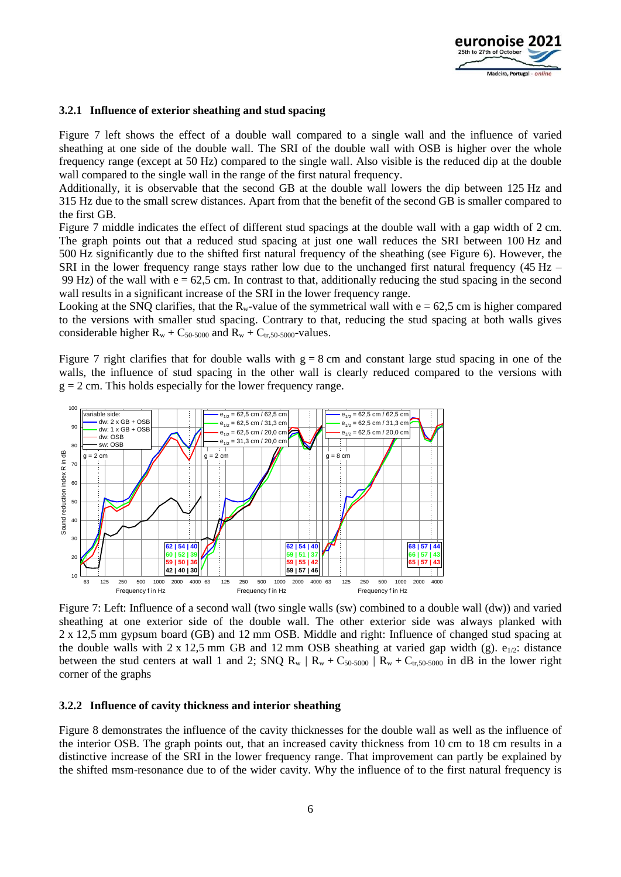### 3.2.1 Influence of exterior sheathing and stud spacing

Figure 7 left shows the effect of a double wall compared to a single wall and the influence of varied sheathing at one side of the double wall. The SRI of the double wall with OSB is higher over the whole frequency range (except at 50 Hz) compared to the single wall. Also visible is the reduced dip at the double wall compared to the single wall in the range of the first natural frequency.

Additionally, it is observable that the second GB at the double wall lowers the dip between 125 Hz and 315 Hz due to the small screw distances. Apart from that the benefit of the second GB is smaller compared to the first GB.

Figure 7 middle indicates the effect of different stud spacings at the double wall with a gap width of 2 cm. The graph points out that a reduced stud spacing at just one wall reduces the SRI between 100 Hz and 500 Hz significantly due to the shifted first natural frequency of the sheathing (see Figure 6). However, the SRI in the lower frequency range stays rather low due to the unchanged first natural frequency (45 Hz – 99 Hz) of the wall with e = 62,5 cm. In contrast to that, additionally reducing the stud spacing in the second wall results in a significant increase of the SRI in the lower frequency range.

Looking at the SNQ clarifies, that the $R_w$-value of the symmetrical wall with e = 62,5 cm is higher compared to the versions with smaller stud spacing. Contrary to that, reducing the stud spacing at both walls gives considerable higher $R_w + C_{50\text{-}5000}$ and $R_w + C_{tr,50\text{-}5000}$-values.

Figure 7 right clarifies that for double walls with g = 8 cm and constant large stud spacing in one of the walls, the influence of stud spacing in the other wall is clearly reduced compared to the versions with g = 2 cm. This holds especially for the lower frequency range.

Figure 7: Left: Influence of a second wall (two single walls (sw) combined to a double wall (dw)) and varied sheathing at one exterior side of the double wall. The other exterior side was always planked with 2 x 12,5 mm gypsum board (GB) and 12 mm OSB. Middle and right: Influence of changed stud spacing at the double walls with 2 x 12,5 mm GB and 12 mm OSB sheathing at varied gap width (g). $e_{1/2}$: distance between the stud centers at wall 1 and 2; SNQ $R_w$ | $R_w + C_{50\text{-}5000}$ | $R_w + C_{tr,50\text{-}5000}$ in dB in the lower right corner of the graphs

### 3.2.2 Influence of cavity thickness and interior sheathing

Figure 8 demonstrates the influence of the cavity thicknesses for the double wall as well as the influence of the interior OSB. The graph points out, that an increased cavity thickness from 10 cm to 18 cm results in a distinctive increase of the SRI in the lower frequency range. That improvement can partly be explained by the shifted msm-resonance due to of the wider cavity. Why the influence of to the first natural frequency is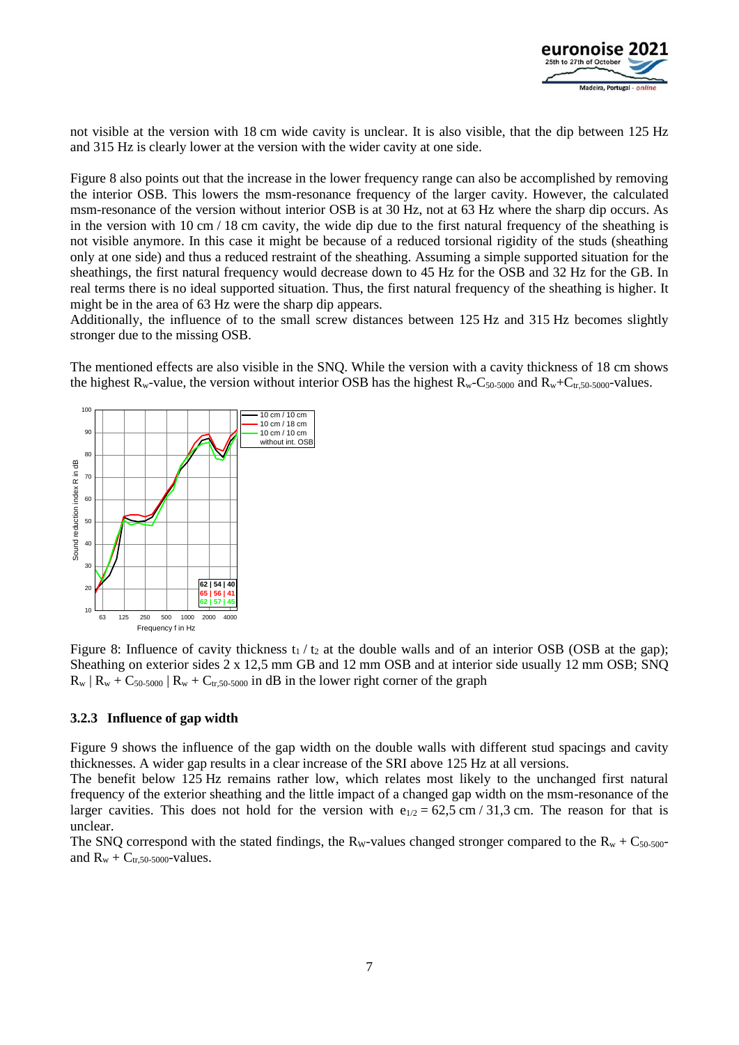not visible at the version with 18 cm wide cavity is unclear. It is also visible, that the dip between 125 Hz and 315 Hz is clearly lower at the version with the wider cavity at one side.

Figure 8 also points out that the increase in the lower frequency range can also be accomplished by removing the interior OSB. This lowers the msm-resonance frequency of the larger cavity. However, the calculated msm-resonance of the version without interior OSB is at 30 Hz, not at 63 Hz where the sharp dip occurs. As in the version with 10 cm / 18 cm cavity, the wide dip due to the first natural frequency of the sheathing is not visible anymore. In this case it might be because of a reduced torsional rigidity of the studs (sheathing only at one side) and thus a reduced restraint of the sheathing. Assuming a simple supported situation for the sheathings, the first natural frequency would decrease down to 45 Hz for the OSB and 32 Hz for the GB. In real terms there is no ideal supported situation. Thus, the first natural frequency of the sheathing is higher. It might be in the area of 63 Hz were the sharp dip appears.
Additionally, the influence of to the small screw distances between 125 Hz and 315 Hz becomes slightly stronger due to the missing OSB.

The mentioned effects are also visible in the SNQ. While the version with a cavity thickness of 18 cm shows the highest $R_w$-value, the version without interior OSB has the highest $R_w$-$C_{50\text{-}5000}$ and $R_w$+$C_{tr,50\text{-}5000}$-values.

Figure 8: Influence of cavity thickness $t_1$ / $t_2$ at the double walls and of an interior OSB (OSB at the gap); Sheathing on exterior sides 2 x 12,5 mm GB and 12 mm OSB and at interior side usually 12 mm OSB; SNQ $R_w$ | $R_w$ + $C_{50\text{-}5000}$ | $R_w$ + $C_{tr,50\text{-}5000}$ in dB in the lower right corner of the graph

### 3.2.3 Influence of gap width

Figure 9 shows the influence of the gap width on the double walls with different stud spacings and cavity thicknesses. A wider gap results in a clear increase of the SRI above 125 Hz at all versions.
The benefit below 125 Hz remains rather low, which relates most likely to the unchanged first natural frequency of the exterior sheathing and the little impact of a changed gap width on the msm-resonance of the larger cavities. This does not hold for the version with $e_{1/2}$ = 62,5 cm / 31,3 cm. The reason for that is unclear.
The SNQ correspond with the stated findings, the $R_w$-values changed stronger compared to the $R_w$ + $C_{50\text{-}500}$- and $R_w$ + $C_{tr,50\text{-}5000}$-values.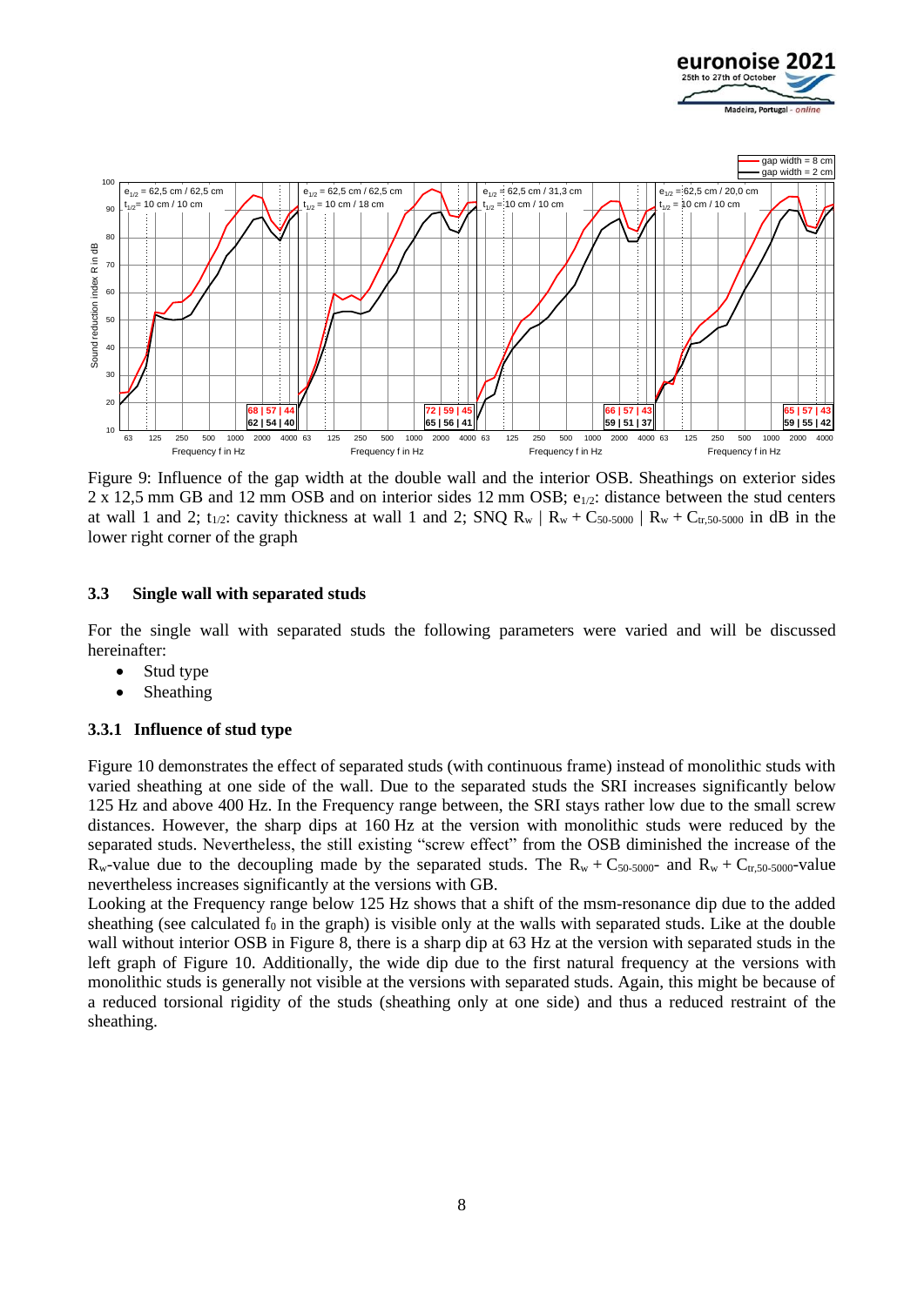Figure 9: Influence of the gap width at the double wall and the interior OSB. Sheathings on exterior sides 2 x 12,5 mm GB and 12 mm OSB and on interior sides 12 mm OSB; $e_{1/2}$: distance between the stud centers at wall 1 and 2; $t_{1/2}$: cavity thickness at wall 1 and 2; SNQ $R_w$ | $R_w + C_{50\text{-}5000}$ | $R_w + C_{tr,50\text{-}5000}$ in dB in the lower right corner of the graph

### 3.3 Single wall with separated studs

For the single wall with separated studs the following parameters were varied and will be discussed hereinafter:

- Stud type
- Sheathing

#### 3.3.1 Influence of stud type

Figure 10 demonstrates the effect of separated studs (with continuous frame) instead of monolithic studs with varied sheathing at one side of the wall. Due to the separated studs the SRI increases significantly below 125 Hz and above 400 Hz. In the Frequency range between, the SRI stays rather low due to the small screw distances. However, the sharp dips at 160 Hz at the version with monolithic studs were reduced by the separated studs. Nevertheless, the still existing "screw effect" from the OSB diminished the increase of the $R_w$-value due to the decoupling made by the separated studs. The $R_w + C_{50\text{-}5000}$- and $R_w + C_{tr,50\text{-}5000}$-value nevertheless increases significantly at the versions with GB.

Looking at the Frequency range below 125 Hz shows that a shift of the msm-resonance dip due to the added sheathing (see calculated $f_0$ in the graph) is visible only at the walls with separated studs. Like at the double wall without interior OSB in Figure 8, there is a sharp dip at 63 Hz at the version with separated studs in the left graph of Figure 10. Additionally, the wide dip due to the first natural frequency at the versions with monolithic studs is generally not visible at the versions with separated studs. Again, this might be because of a reduced torsional rigidity of the studs (sheathing only at one side) and thus a reduced restraint of the sheathing.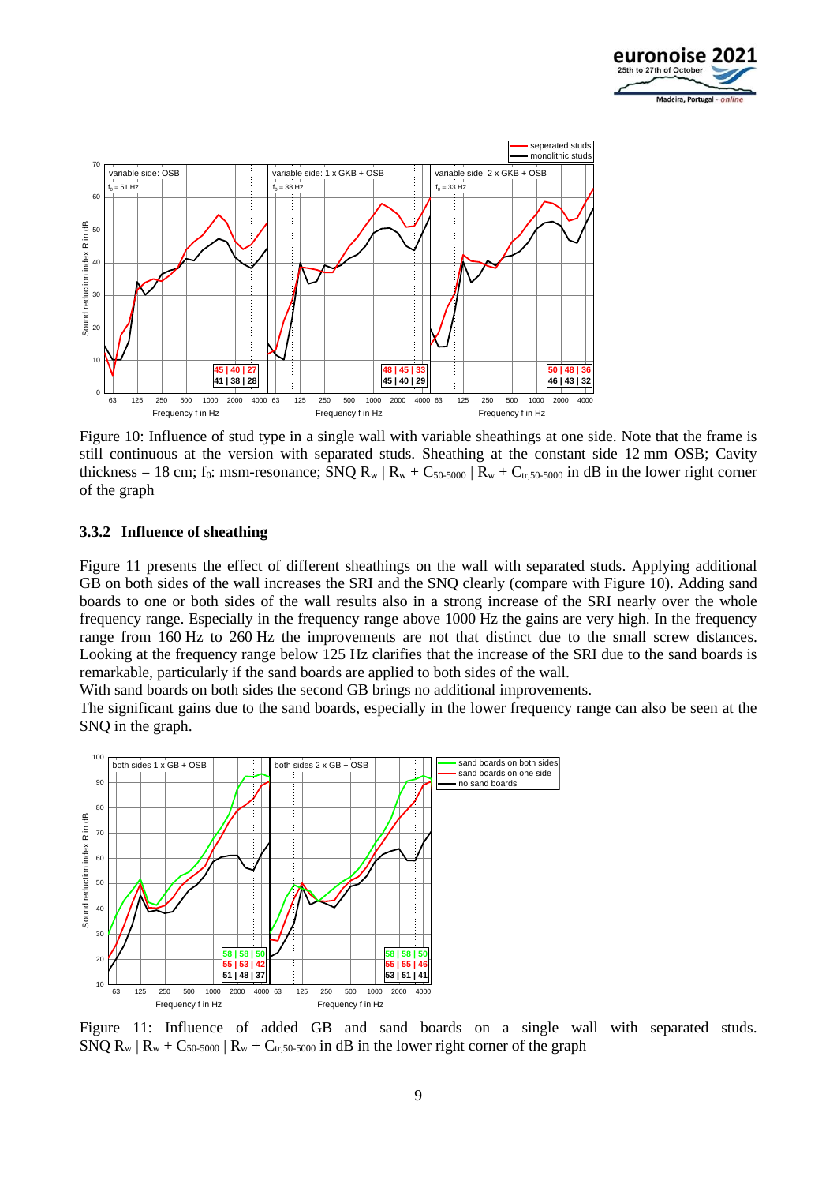Figure 10: Influence of stud type in a single wall with variable sheathings at one side. Note that the frame is still continuous at the version with separated studs. Sheathing at the constant side 12 mm OSB; Cavity thickness = 18 cm; $f_0$: msm-resonance; SNQ $R_w$ | $R_w$ + $C_{50\text{-}5000}$ | $R_w$ + $C_{tr,50\text{-}5000}$ in dB in the lower right corner of the graph

### 3.3.2 Influence of sheathing

Figure 11 presents the effect of different sheathings on the wall with separated studs. Applying additional GB on both sides of the wall increases the SRI and the SNQ clearly (compare with Figure 10). Adding sand boards to one or both sides of the wall results also in a strong increase of the SRI nearly over the whole frequency range. Especially in the frequency range above 1000 Hz the gains are very high. In the frequency range from 160 Hz to 260 Hz the improvements are not that distinct due to the small screw distances. Looking at the frequency range below 125 Hz clarifies that the increase of the SRI due to the sand boards is remarkable, particularly if the sand boards are applied to both sides of the wall.
With sand boards on both sides the second GB brings no additional improvements.
The significant gains due to the sand boards, especially in the lower frequency range can also be seen at the SNQ in the graph.

Figure 11: Influence of added GB and sand boards on a single wall with separated studs. SNQ $R_w$ | $R_w$ + $C_{50\text{-}5000}$ | $R_w$ + $C_{tr,50\text{-}5000}$ in dB in the lower right corner of the graph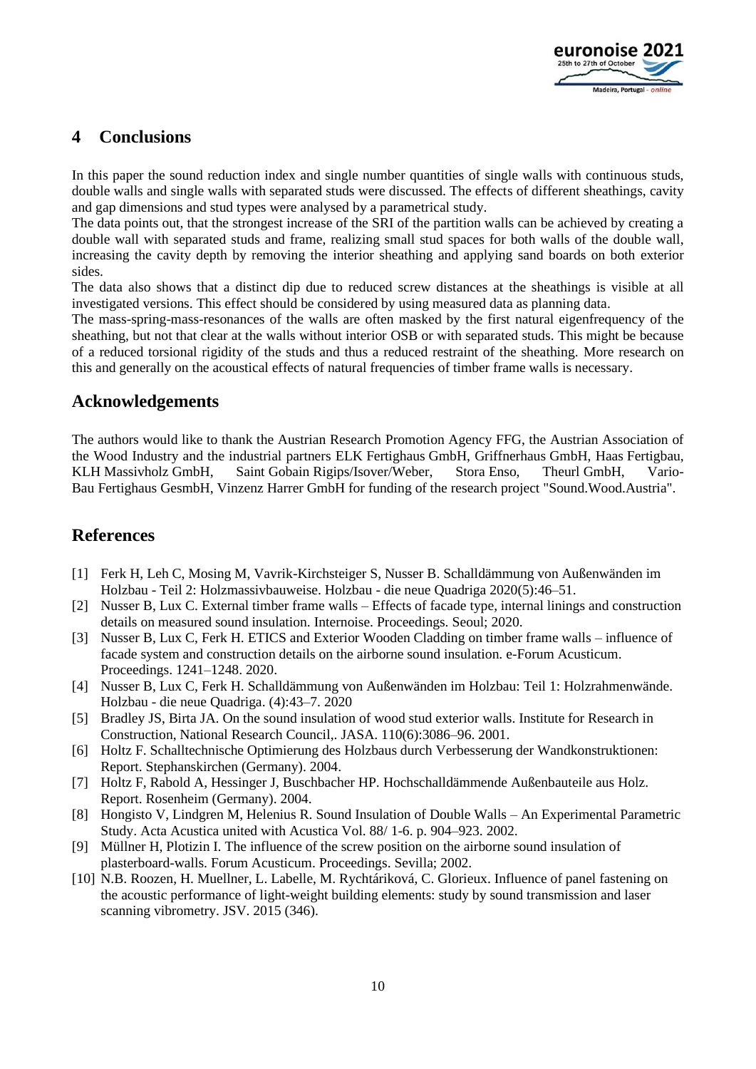## 4 Conclusions

In this paper the sound reduction index and single number quantities of single walls with continuous studs, double walls and single walls with separated studs were discussed. The effects of different sheathings, cavity and gap dimensions and stud types were analysed by a parametrical study.

The data points out, that the strongest increase of the SRI of the partition walls can be achieved by creating a double wall with separated studs and frame, realizing small stud spaces for both walls of the double wall, increasing the cavity depth by removing the interior sheathing and applying sand boards on both exterior sides.

The data also shows that a distinct dip due to reduced screw distances at the sheathings is visible at all investigated versions. This effect should be considered by using measured data as planning data.

The mass-spring-mass-resonances of the walls are often masked by the first natural eigenfrequency of the sheathing, but not that clear at the walls without interior OSB or with separated studs. This might be because of a reduced torsional rigidity of the studs and thus a reduced restraint of the sheathing. More research on this and generally on the acoustical effects of natural frequencies of timber frame walls is necessary.

## Acknowledgements

The authors would like to thank the Austrian Research Promotion Agency FFG, the Austrian Association of the Wood Industry and the industrial partners ELK Fertighaus GmbH, Griffnerhaus GmbH, Haas Fertigbau, KLH Massivholz GmbH, Saint Gobain Rigips/Isover/Weber, Stora Enso, Theurl GmbH, Vario-Bau Fertighaus GesmbH, Vinzenz Harrer GmbH for funding of the research project "Sound.Wood.Austria".

## References

[1] Ferk H, Leh C, Mosing M, Vavrik-Kirchsteiger S, Nusser B. Schalldämmung von Außenwänden im Holzbau - Teil 2: Holzmassivbauweise. Holzbau - die neue Quadriga 2020(5):46–51.

[2] Nusser B, Lux C. External timber frame walls – Effects of facade type, internal linings and construction details on measured sound insulation. Internoise. Proceedings. Seoul; 2020.

[3] Nusser B, Lux C, Ferk H. ETICS and Exterior Wooden Cladding on timber frame walls – influence of facade system and construction details on the airborne sound insulation. e-Forum Acusticum. Proceedings. 1241–1248. 2020.

[4] Nusser B, Lux C, Ferk H. Schalldämmung von Außenwänden im Holzbau: Teil 1: Holzrahmenwände. Holzbau - die neue Quadriga. (4):43–7. 2020

[5] Bradley JS, Birta JA. On the sound insulation of wood stud exterior walls. Institute for Research in Construction, National Research Council,. JASA. 110(6):3086–96. 2001.

[6] Holtz F. Schalltechnische Optimierung des Holzbaus durch Verbesserung der Wandkonstruktionen: Report. Stephanskirchen (Germany). 2004.

[7] Holtz F, Rabold A, Hessinger J, Buschbacher HP. Hochschalldämmende Außenbauteile aus Holz. Report. Rosenheim (Germany). 2004.

[8] Hongisto V, Lindgren M, Helenius R. Sound Insulation of Double Walls – An Experimental Parametric Study. Acta Acustica united with Acustica Vol. 88/ 1-6. p. 904–923. 2002.

[9] Müllner H, Plotizin I. The influence of the screw position on the airborne sound insulation of plasterboard-walls. Forum Acusticum. Proceedings. Sevilla; 2002.

[10] N.B. Roozen, H. Muellner, L. Labelle, M. Rychtáriková, C. Glorieux. Influence of panel fastening on the acoustic performance of light-weight building elements: study by sound transmission and laser scanning vibrometry. JSV. 2015 (346).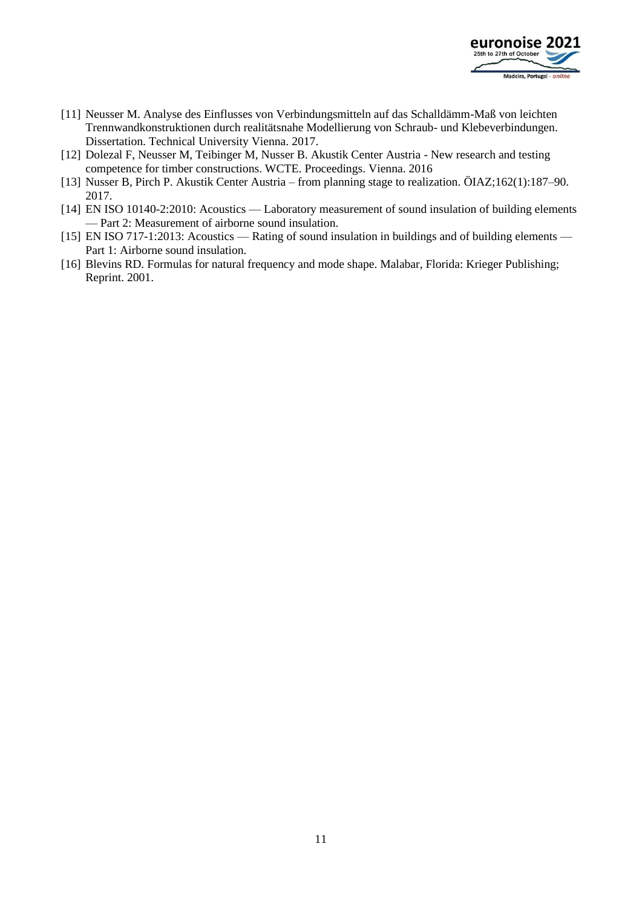[11] Neusser M. Analyse des Einflusses von Verbindungsmitteln auf das Schalldämm-Maß von leichten Trennwandkonstruktionen durch realitätsnahe Modellierung von Schraub- und Klebeverbindungen. Dissertation. Technical University Vienna. 2017.

[12] Dolezal F, Neusser M, Teibinger M, Nusser B. Akustik Center Austria - New research and testing competence for timber constructions. WCTE. Proceedings. Vienna. 2016

[13] Nusser B, Pirch P. Akustik Center Austria – from planning stage to realization. ÖIAZ;162(1):187–90. 2017.

[14] EN ISO 10140-2:2010: Acoustics — Laboratory measurement of sound insulation of building elements — Part 2: Measurement of airborne sound insulation.

[15] EN ISO 717-1:2013: Acoustics — Rating of sound insulation in buildings and of building elements — Part 1: Airborne sound insulation.

[16] Blevins RD. Formulas for natural frequency and mode shape. Malabar, Florida: Krieger Publishing; Reprint. 2001.